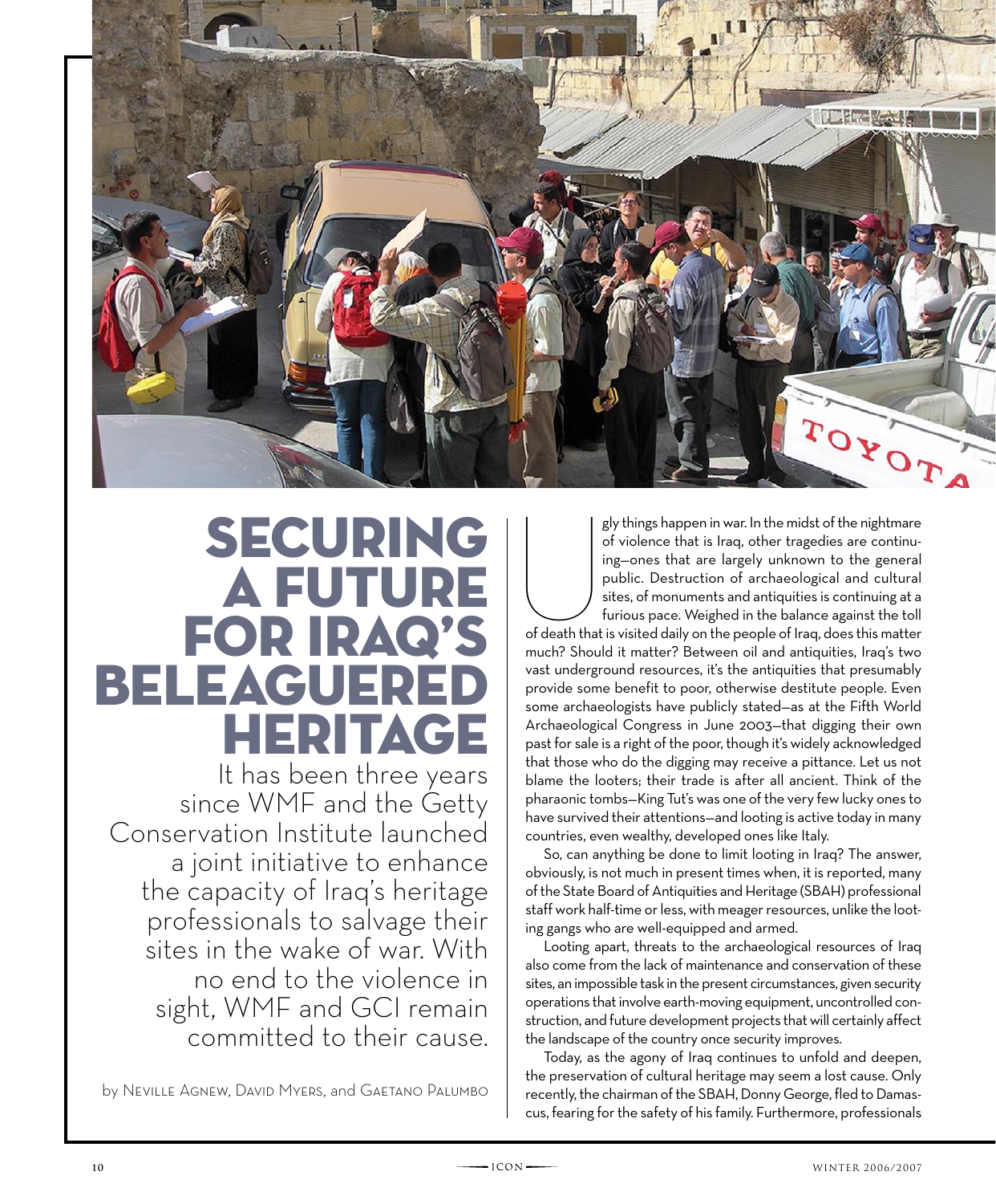# SECURING A FUTURE FOR IRAQ'S BELEAGUERED HERITAGE

It has been three years since WMF and the Getty Conservation Institute launched a joint initiative to enhance the capacity of Iraq's heritage professionals to salvage their sites in the wake of war. With no end to the violence in sight, WMF and GCI remain committed to their cause.

by Neville Agnew, David Myers, and Gaetano Palumbo

Ugly things happen in war. In the midst of the nightmare of violence that is Iraq, other tragedies are continuing—ones that are largely unknown to the general public. Destruction of archaeological and cultural sites, of monuments and antiquities is continuing at a furious pace. Weighed in the balance against the toll of death that is visited daily on the people of Iraq, does this matter much? Should it matter? Between oil and antiquities, Iraq's two vast underground resources, it's the antiquities that presumably provide some benefit to poor, otherwise destitute people. Even some archaeologists have publicly stated—as at the Fifth World Archaeological Congress in June 2003—that digging their own past for sale is a right of the poor, though it's widely acknowledged that those who do the digging may receive a pittance. Let us not blame the looters; their trade is after all ancient. Think of the pharaonic tombs—King Tut's was one of the very few lucky ones to have survived their attentions—and looting is active today in many countries, even wealthy, developed ones like Italy.

So, can anything be done to limit looting in Iraq? The answer, obviously, is not much in present times when, it is reported, many of the State Board of Antiquities and Heritage (SBAH) professional staff work half-time or less, with meager resources, unlike the looting gangs who are well-equipped and armed.

Looting apart, threats to the archaeological resources of Iraq also come from the lack of maintenance and conservation of these sites, an impossible task in the present circumstances, given security operations that involve earth-moving equipment, uncontrolled construction, and future development projects that will certainly affect the landscape of the country once security improves.

Today, as the agony of Iraq continues to unfold and deepen, the preservation of cultural heritage may seem a lost cause. Only recently, the chairman of the SBAH, Donny George, fled to Damascus, fearing for the safety of his family. Furthermore, professionals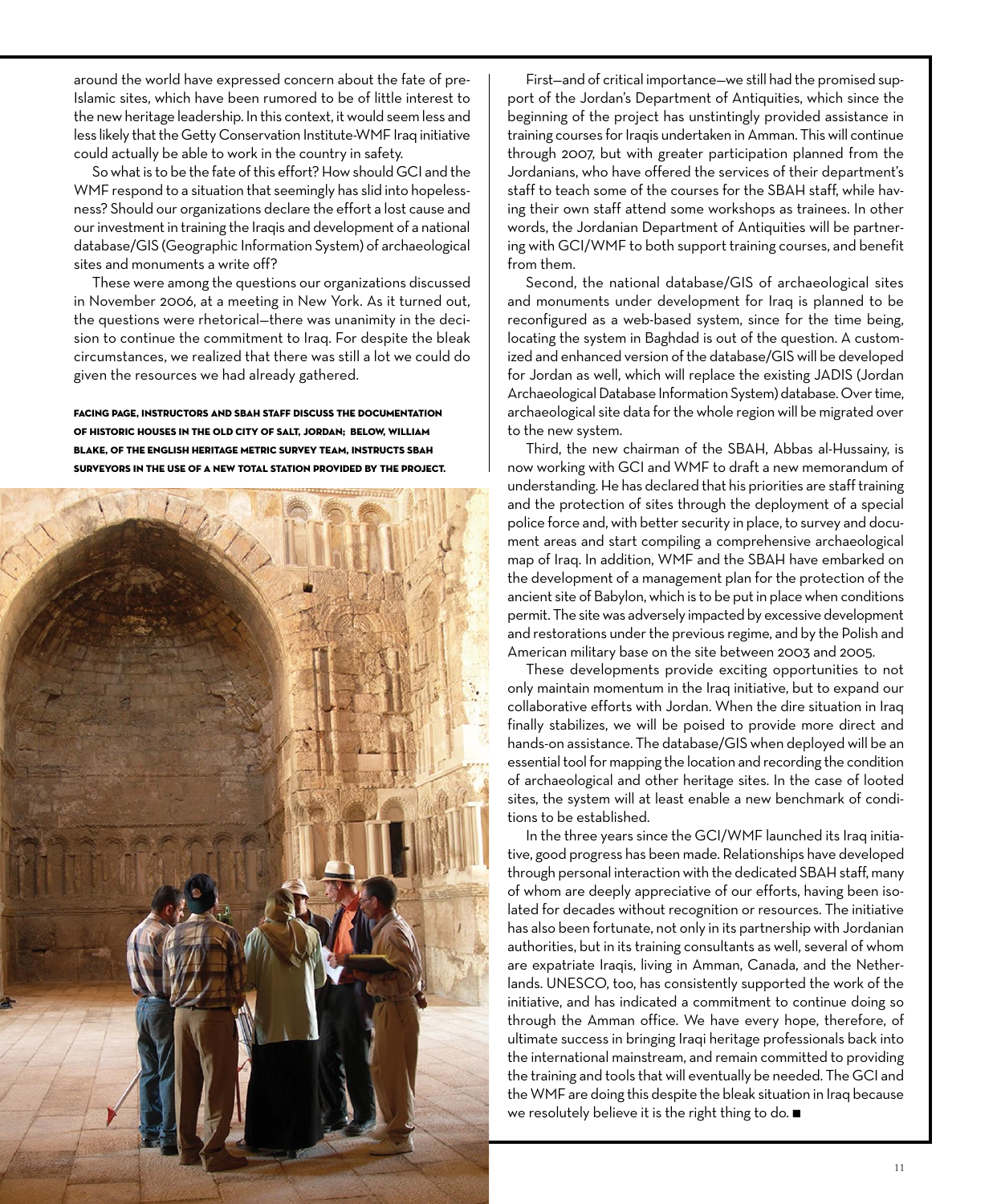around the world have expressed concern about the fate of pre-Islamic sites, which have been rumored to be of little interest to the new heritage leadership. In this context, it would seem less and less likely that the Getty Conservation Institute-WMF Iraq initiative could actually be able to work in the country in safety.

So what is to be the fate of this effort? How should GCI and the WMF respond to a situation that seemingly has slid into hopelessness? Should our organizations declare the effort a lost cause and our investment in training the Iraqis and development of a national database/GIS (Geographic Information System) of archaeological sites and monuments a write off?

These were among the questions our organizations discussed in November 2006, at a meeting in New York. As it turned out, the questions were rhetorical—there was unanimity in the decision to continue the commitment to Iraq. For despite the bleak circumstances, we realized that there was still a lot we could do given the resources we had already gathered.

**FACING PAGE, INSTRUCTORS AND SBAH STAFF DISCUSS THE DOCUMENTATION OF HISTORIC HOUSES IN THE OLD CITY OF SALT, JORDAN; BELOW, WILLIAM BLAKE, OF THE ENGLISH HERITAGE METRIC SURVEY TEAM, INSTRUCTS SBAH SURVEYORS IN THE USE OF A NEW TOTAL STATION PROVIDED BY THE PROJECT.**

First—and of critical importance—we still had the promised support of the Jordan's Department of Antiquities, which since the beginning of the project has unstintingly provided assistance in training courses for Iraqis undertaken in Amman. This will continue through 2007, but with greater participation planned from the Jordanians, who have offered the services of their department's staff to teach some of the courses for the SBAH staff, while having their own staff attend some workshops as trainees. In other words, the Jordanian Department of Antiquities will be partnering with GCI/WMF to both support training courses, and benefit from them.

Second, the national database/GIS of archaeological sites and monuments under development for Iraq is planned to be reconfigured as a web-based system, since for the time being, locating the system in Baghdad is out of the question. A customized and enhanced version of the database/GIS will be developed for Jordan as well, which will replace the existing JADIS (Jordan Archaeological Database Information System) database. Over time, archaeological site data for the whole region will be migrated over to the new system.

Third, the new chairman of the SBAH, Abbas al-Hussainy, is now working with GCI and WMF to draft a new memorandum of understanding. He has declared that his priorities are staff training and the protection of sites through the deployment of a special police force and, with better security in place, to survey and document areas and start compiling a comprehensive archaeological map of Iraq. In addition, WMF and the SBAH have embarked on the development of a management plan for the protection of the ancient site of Babylon, which is to be put in place when conditions permit. The site was adversely impacted by excessive development and restorations under the previous regime, and by the Polish and American military base on the site between 2003 and 2005.

These developments provide exciting opportunities to not only maintain momentum in the Iraq initiative, but to expand our collaborative efforts with Jordan. When the dire situation in Iraq finally stabilizes, we will be poised to provide more direct and hands-on assistance. The database/GIS when deployed will be an essential tool for mapping the location and recording the condition of archaeological and other heritage sites. In the case of looted sites, the system will at least enable a new benchmark of conditions to be established.

In the three years since the GCI/WMF launched its Iraq initiative, good progress has been made. Relationships have developed through personal interaction with the dedicated SBAH staff, many of whom are deeply appreciative of our efforts, having been isolated for decades without recognition or resources. The initiative has also been fortunate, not only in its partnership with Jordanian authorities, but in its training consultants as well, several of whom are expatriate Iraqis, living in Amman, Canada, and the Netherlands. UNESCO, too, has consistently supported the work of the initiative, and has indicated a commitment to continue doing so through the Amman office. We have every hope, therefore, of ultimate success in bringing Iraqi heritage professionals back into the international mainstream, and remain committed to providing the training and tools that will eventually be needed. The GCI and the WMF are doing this despite the bleak situation in Iraq because we resolutely believe it is the right thing to do. ■